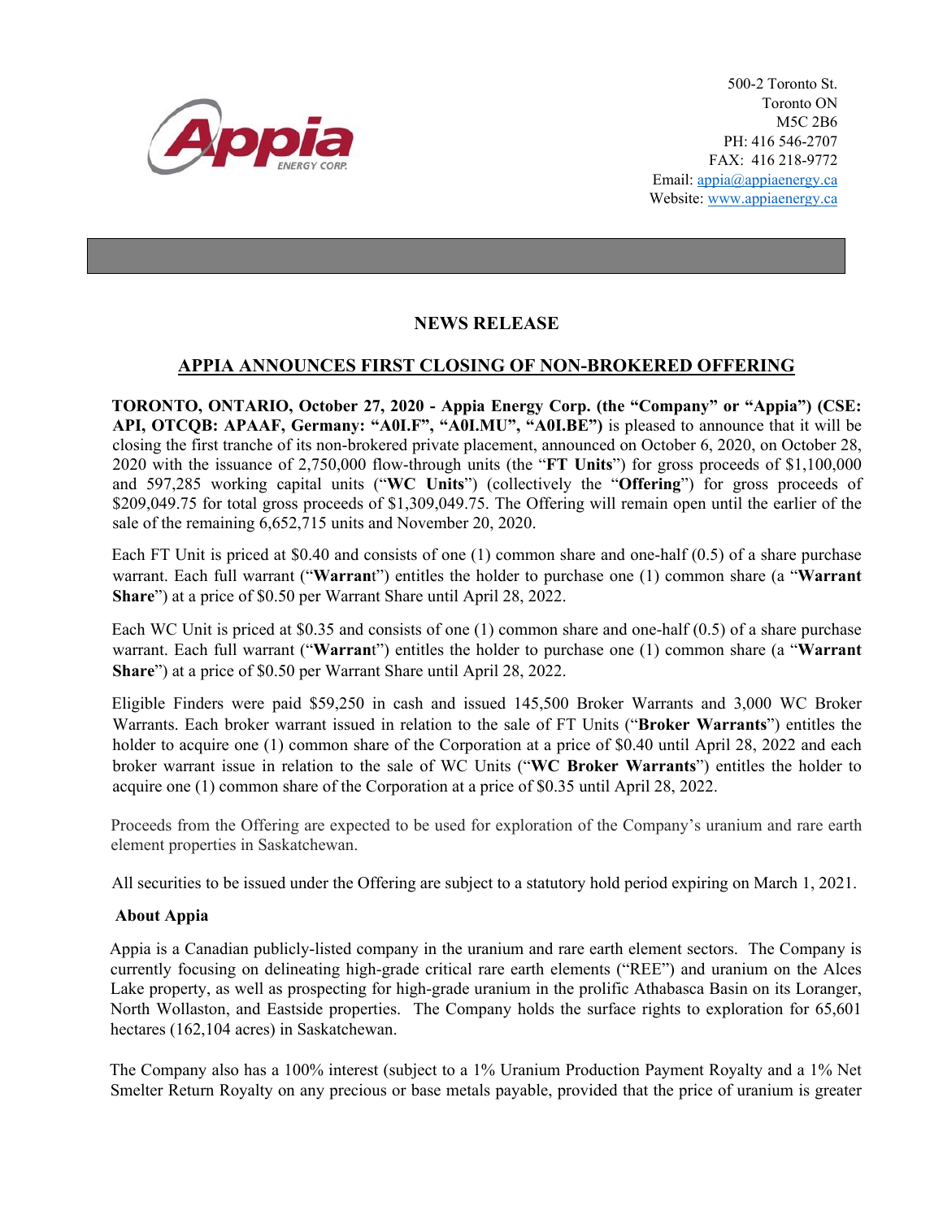500-2 Toronto St.
Toronto ON
M5C 2B6
PH: 416 546-2707
FAX: 416 218-9772
Email: appia@appiaenergy.ca
Website: www.appiaenergy.ca

## NEWS RELEASE

## APPIA ANNOUNCES FIRST CLOSING OF NON-BROKERED OFFERING

**TORONTO, ONTARIO, October 27, 2020 - Appia Energy Corp. (the "Company" or "Appia") (CSE: API, OTCQB: APAAF, Germany: "A0I.F", "A0I.MU", "A0I.BE")** is pleased to announce that it will be closing the first tranche of its non-brokered private placement, announced on October 6, 2020, on October 28, 2020 with the issuance of 2,750,000 flow-through units (the "**FT Units**") for gross proceeds of $1,100,000 and 597,285 working capital units ("**WC Units**") (collectively the "**Offering**") for gross proceeds of $209,049.75 for total gross proceeds of $1,309,049.75. The Offering will remain open until the earlier of the sale of the remaining 6,652,715 units and November 20, 2020.

Each FT Unit is priced at $0.40 and consists of one (1) common share and one-half (0.5) of a share purchase warrant. Each full warrant ("**Warrant**") entitles the holder to purchase one (1) common share (a "**Warrant Share**") at a price of $0.50 per Warrant Share until April 28, 2022.

Each WC Unit is priced at $0.35 and consists of one (1) common share and one-half (0.5) of a share purchase warrant. Each full warrant ("**Warrant**") entitles the holder to purchase one (1) common share (a "**Warrant Share**") at a price of $0.50 per Warrant Share until April 28, 2022.

Eligible Finders were paid $59,250 in cash and issued 145,500 Broker Warrants and 3,000 WC Broker Warrants. Each broker warrant issued in relation to the sale of FT Units ("**Broker Warrants**") entitles the holder to acquire one (1) common share of the Corporation at a price of $0.40 until April 28, 2022 and each broker warrant issue in relation to the sale of WC Units ("**WC Broker Warrants**") entitles the holder to acquire one (1) common share of the Corporation at a price of $0.35 until April 28, 2022.

Proceeds from the Offering are expected to be used for exploration of the Company's uranium and rare earth element properties in Saskatchewan.

All securities to be issued under the Offering are subject to a statutory hold period expiring on March 1, 2021.

### About Appia

Appia is a Canadian publicly-listed company in the uranium and rare earth element sectors. The Company is currently focusing on delineating high-grade critical rare earth elements ("REE") and uranium on the Alces Lake property, as well as prospecting for high-grade uranium in the prolific Athabasca Basin on its Loranger, North Wollaston, and Eastside properties. The Company holds the surface rights to exploration for 65,601 hectares (162,104 acres) in Saskatchewan.

The Company also has a 100% interest (subject to a 1% Uranium Production Payment Royalty and a 1% Net Smelter Return Royalty on any precious or base metals payable, provided that the price of uranium is greater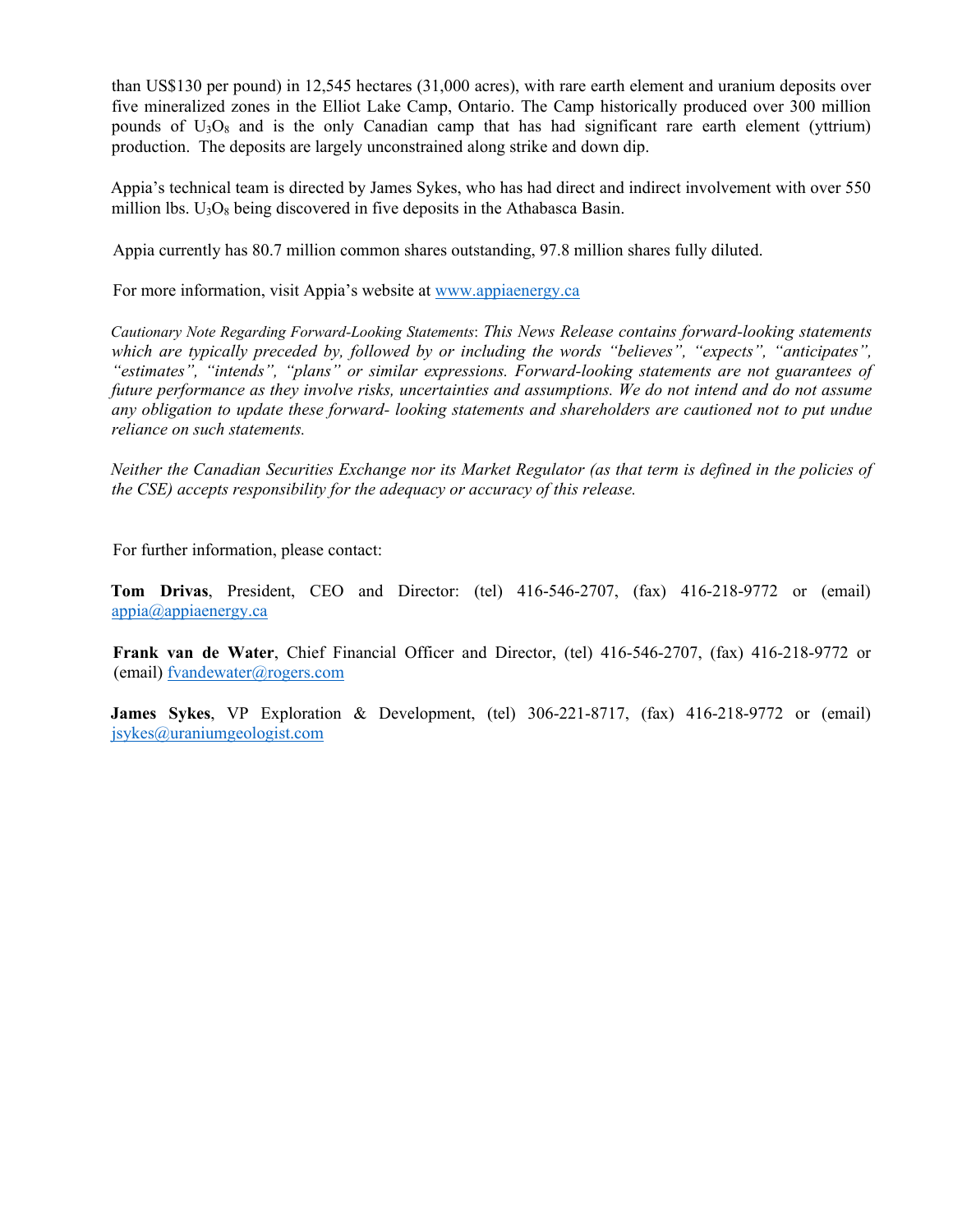than US$130 per pound) in 12,545 hectares (31,000 acres), with rare earth element and uranium deposits over five mineralized zones in the Elliot Lake Camp, Ontario. The Camp historically produced over 300 million pounds of $U_3O_8$ and is the only Canadian camp that has had significant rare earth element (yttrium) production. The deposits are largely unconstrained along strike and down dip.

Appia's technical team is directed by James Sykes, who has had direct and indirect involvement with over 550 million lbs. $U_3O_8$ being discovered in five deposits in the Athabasca Basin.

Appia currently has 80.7 million common shares outstanding, 97.8 million shares fully diluted.

For more information, visit Appia's website at [www.appiaenergy.ca](http://www.appiaenergy.ca)

*Cautionary Note Regarding Forward-Looking Statements: This News Release contains forward-looking statements which are typically preceded by, followed by or including the words "believes", "expects", "anticipates", "estimates", "intends", "plans" or similar expressions. Forward-looking statements are not guarantees of future performance as they involve risks, uncertainties and assumptions. We do not intend and do not assume any obligation to update these forward- looking statements and shareholders are cautioned not to put undue reliance on such statements.*

*Neither the Canadian Securities Exchange nor its Market Regulator (as that term is defined in the policies of the CSE) accepts responsibility for the adequacy or accuracy of this release.*

For further information, please contact:

**Tom Drivas**, President, CEO and Director: (tel) 416-546-2707, (fax) 416-218-9772 or (email) [appia@appiaenergy.ca](mailto:appia@appiaenergy.ca)

**Frank van de Water**, Chief Financial Officer and Director, (tel) 416-546-2707, (fax) 416-218-9772 or (email) [fvandewater@rogers.com](mailto:fvandewater@rogers.com)

**James Sykes**, VP Exploration & Development, (tel) 306-221-8717, (fax) 416-218-9772 or (email) [jsykes@uraniumgeologist.com](mailto:jsykes@uraniumgeologist.com)